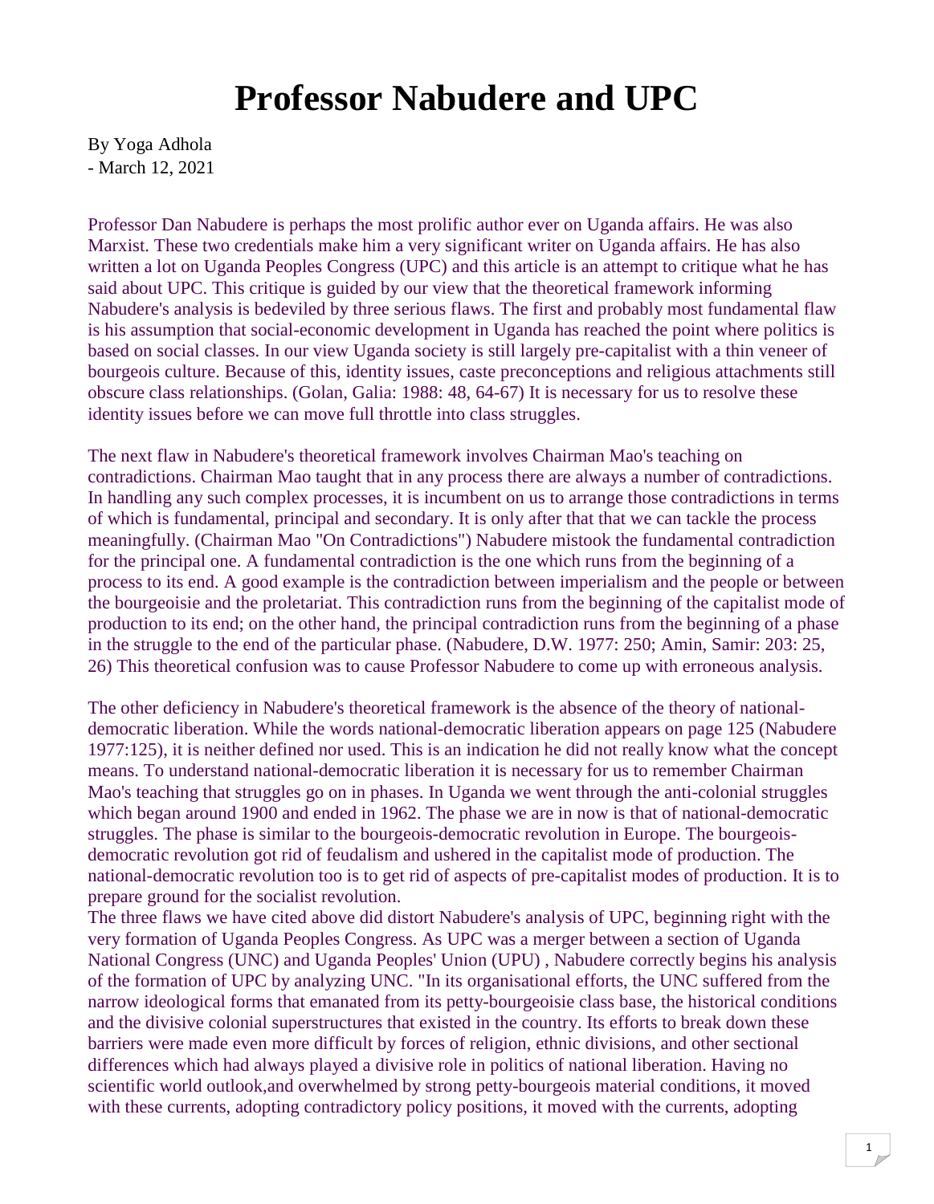# Professor Nabudere and UPC

By Yoga Adhola
- March 12, 2021

Professor Dan Nabudere is perhaps the most prolific author ever on Uganda affairs. He was also Marxist. These two credentials make him a very significant writer on Uganda affairs. He has also written a lot on Uganda Peoples Congress (UPC) and this article is an attempt to critique what he has said about UPC. This critique is guided by our view that the theoretical framework informing Nabudere's analysis is bedeviled by three serious flaws. The first and probably most fundamental flaw is his assumption that social-economic development in Uganda has reached the point where politics is based on social classes. In our view Uganda society is still largely pre-capitalist with a thin veneer of bourgeois culture. Because of this, identity issues, caste preconceptions and religious attachments still obscure class relationships. (Golan, Galia: 1988: 48, 64-67) It is necessary for us to resolve these identity issues before we can move full throttle into class struggles.

The next flaw in Nabudere's theoretical framework involves Chairman Mao's teaching on contradictions. Chairman Mao taught that in any process there are always a number of contradictions. In handling any such complex processes, it is incumbent on us to arrange those contradictions in terms of which is fundamental, principal and secondary. It is only after that that we can tackle the process meaningfully. (Chairman Mao "On Contradictions") Nabudere mistook the fundamental contradiction for the principal one. A fundamental contradiction is the one which runs from the beginning of a process to its end. A good example is the contradiction between imperialism and the people or between the bourgeoisie and the proletariat. This contradiction runs from the beginning of the capitalist mode of production to its end; on the other hand, the principal contradiction runs from the beginning of a phase in the struggle to the end of the particular phase. (Nabudere, D.W. 1977: 250; Amin, Samir: 203: 25, 26) This theoretical confusion was to cause Professor Nabudere to come up with erroneous analysis.

The other deficiency in Nabudere's theoretical framework is the absence of the theory of national-democratic liberation. While the words national-democratic liberation appears on page 125 (Nabudere 1977:125), it is neither defined nor used. This is an indication he did not really know what the concept means. To understand national-democratic liberation it is necessary for us to remember Chairman Mao's teaching that struggles go on in phases. In Uganda we went through the anti-colonial struggles which began around 1900 and ended in 1962. The phase we are in now is that of national-democratic struggles. The phase is similar to the bourgeois-democratic revolution in Europe. The bourgeois-democratic revolution got rid of feudalism and ushered in the capitalist mode of production. The national-democratic revolution too is to get rid of aspects of pre-capitalist modes of production. It is to prepare ground for the socialist revolution.

The three flaws we have cited above did distort Nabudere's analysis of UPC, beginning right with the very formation of Uganda Peoples Congress. As UPC was a merger between a section of Uganda National Congress (UNC) and Uganda Peoples' Union (UPU) , Nabudere correctly begins his analysis of the formation of UPC by analyzing UNC. "In its organisational efforts, the UNC suffered from the narrow ideological forms that emanated from its petty-bourgeoisie class base, the historical conditions and the divisive colonial superstructures that existed in the country. Its efforts to break down these barriers were made even more difficult by forces of religion, ethnic divisions, and other sectional differences which had always played a divisive role in politics of national liberation. Having no scientific world outlook,and overwhelmed by strong petty-bourgeois material conditions, it moved with these currents, adopting contradictory policy positions, it moved with the currents, adopting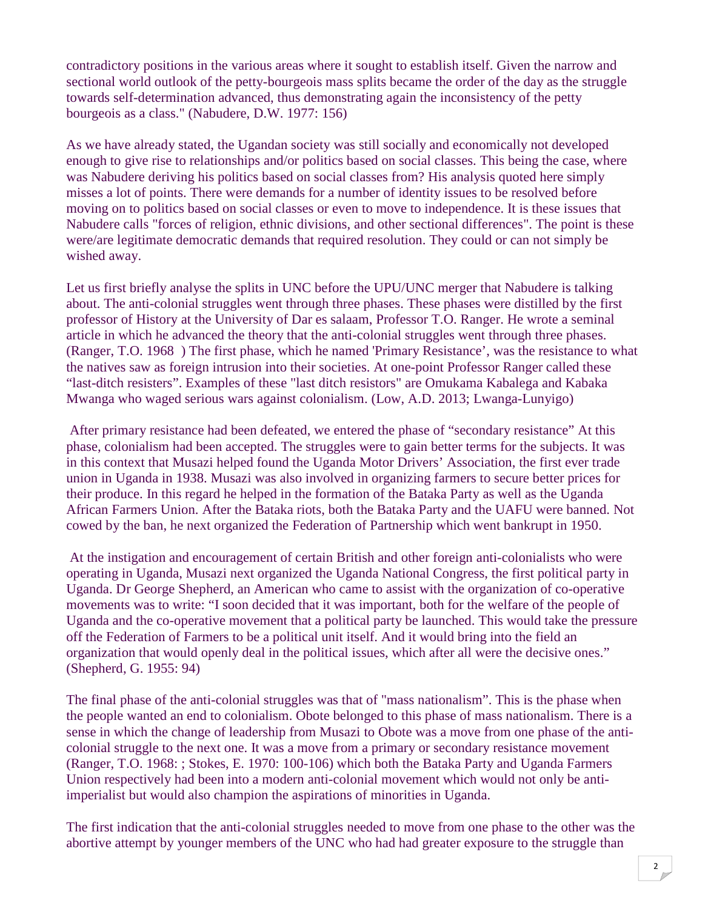contradictory positions in the various areas where it sought to establish itself. Given the narrow and sectional world outlook of the petty-bourgeois mass splits became the order of the day as the struggle towards self-determination advanced, thus demonstrating again the inconsistency of the petty bourgeois as a class." (Nabudere, D.W. 1977: 156)

As we have already stated, the Ugandan society was still socially and economically not developed enough to give rise to relationships and/or politics based on social classes. This being the case, where was Nabudere deriving his politics based on social classes from? His analysis quoted here simply misses a lot of points. There were demands for a number of identity issues to be resolved before moving on to politics based on social classes or even to move to independence. It is these issues that Nabudere calls "forces of religion, ethnic divisions, and other sectional differences". The point is these were/are legitimate democratic demands that required resolution. They could or can not simply be wished away.

Let us first briefly analyse the splits in UNC before the UPU/UNC merger that Nabudere is talking about. The anti-colonial struggles went through three phases. These phases were distilled by the first professor of History at the University of Dar es salaam, Professor T.O. Ranger. He wrote a seminal article in which he advanced the theory that the anti-colonial struggles went through three phases. (Ranger, T.O. 1968 ) The first phase, which he named 'Primary Resistance', was the resistance to what the natives saw as foreign intrusion into their societies. At one-point Professor Ranger called these "last-ditch resisters". Examples of these "last ditch resistors" are Omukama Kabalega and Kabaka Mwanga who waged serious wars against colonialism. (Low, A.D. 2013; Lwanga-Lunyigo)

After primary resistance had been defeated, we entered the phase of "secondary resistance" At this phase, colonialism had been accepted. The struggles were to gain better terms for the subjects. It was in this context that Musazi helped found the Uganda Motor Drivers' Association, the first ever trade union in Uganda in 1938. Musazi was also involved in organizing farmers to secure better prices for their produce. In this regard he helped in the formation of the Bataka Party as well as the Uganda African Farmers Union. After the Bataka riots, both the Bataka Party and the UAFU were banned. Not cowed by the ban, he next organized the Federation of Partnership which went bankrupt in 1950.

At the instigation and encouragement of certain British and other foreign anti-colonialists who were operating in Uganda, Musazi next organized the Uganda National Congress, the first political party in Uganda. Dr George Shepherd, an American who came to assist with the organization of co-operative movements was to write: "I soon decided that it was important, both for the welfare of the people of Uganda and the co-operative movement that a political party be launched. This would take the pressure off the Federation of Farmers to be a political unit itself. And it would bring into the field an organization that would openly deal in the political issues, which after all were the decisive ones." (Shepherd, G. 1955: 94)

The final phase of the anti-colonial struggles was that of "mass nationalism". This is the phase when the people wanted an end to colonialism. Obote belonged to this phase of mass nationalism. There is a sense in which the change of leadership from Musazi to Obote was a move from one phase of the anti-colonial struggle to the next one. It was a move from a primary or secondary resistance movement (Ranger, T.O. 1968: ; Stokes, E. 1970: 100-106) which both the Bataka Party and Uganda Farmers Union respectively had been into a modern anti-colonial movement which would not only be anti-imperialist but would also champion the aspirations of minorities in Uganda.

The first indication that the anti-colonial struggles needed to move from one phase to the other was the abortive attempt by younger members of the UNC who had had greater exposure to the struggle than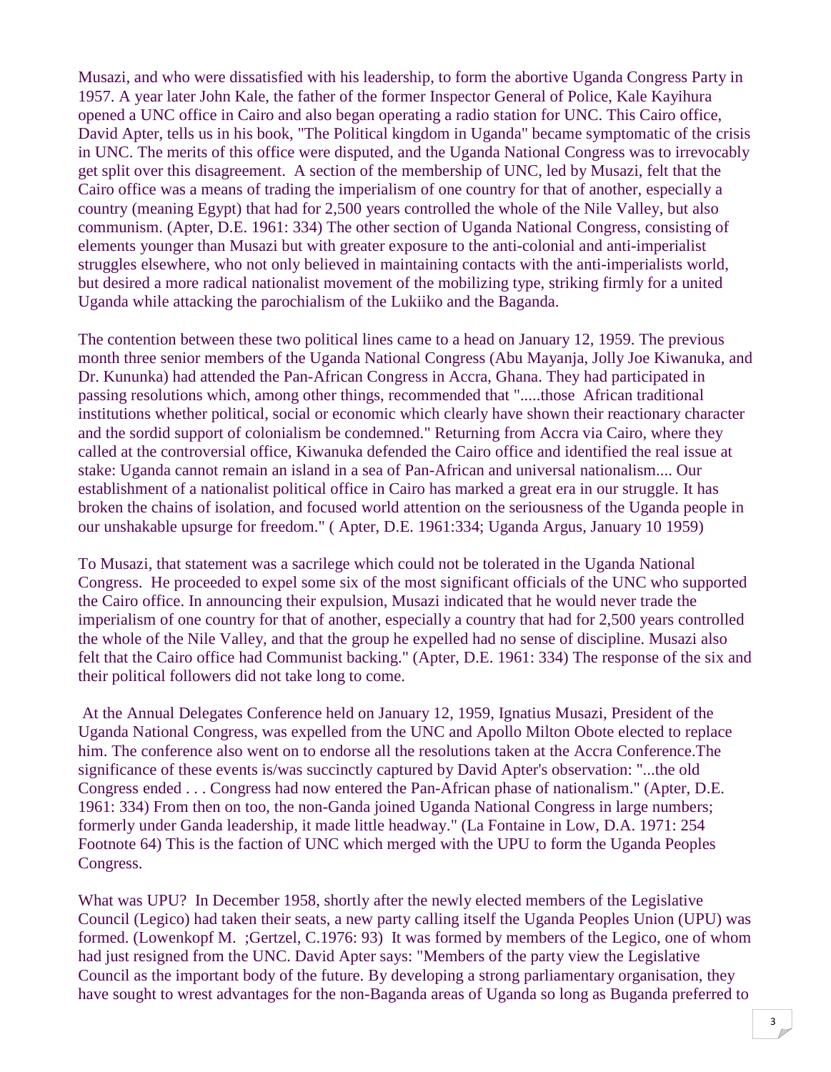Musazi, and who were dissatisfied with his leadership, to form the abortive Uganda Congress Party in 1957. A year later John Kale, the father of the former Inspector General of Police, Kale Kayihura opened a UNC office in Cairo and also began operating a radio station for UNC. This Cairo office, David Apter, tells us in his book, "The Political kingdom in Uganda" became symptomatic of the crisis in UNC. The merits of this office were disputed, and the Uganda National Congress was to irrevocably get split over this disagreement. A section of the membership of UNC, led by Musazi, felt that the Cairo office was a means of trading the imperialism of one country for that of another, especially a country (meaning Egypt) that had for 2,500 years controlled the whole of the Nile Valley, but also communism. (Apter, D.E. 1961: 334) The other section of Uganda National Congress, consisting of elements younger than Musazi but with greater exposure to the anti-colonial and anti-imperialist struggles elsewhere, who not only believed in maintaining contacts with the anti-imperialists world, but desired a more radical nationalist movement of the mobilizing type, striking firmly for a united Uganda while attacking the parochialism of the Lukiiko and the Baganda.

The contention between these two political lines came to a head on January 12, 1959. The previous month three senior members of the Uganda National Congress (Abu Mayanja, Jolly Joe Kiwanuka, and Dr. Kununka) had attended the Pan-African Congress in Accra, Ghana. They had participated in passing resolutions which, among other things, recommended that ".....those African traditional institutions whether political, social or economic which clearly have shown their reactionary character and the sordid support of colonialism be condemned." Returning from Accra via Cairo, where they called at the controversial office, Kiwanuka defended the Cairo office and identified the real issue at stake: Uganda cannot remain an island in a sea of Pan-African and universal nationalism.... Our establishment of a nationalist political office in Cairo has marked a great era in our struggle. It has broken the chains of isolation, and focused world attention on the seriousness of the Uganda people in our unshakable upsurge for freedom." ( Apter, D.E. 1961:334; Uganda Argus, January 10 1959)

To Musazi, that statement was a sacrilege which could not be tolerated in the Uganda National Congress. He proceeded to expel some six of the most significant officials of the UNC who supported the Cairo office. In announcing their expulsion, Musazi indicated that he would never trade the imperialism of one country for that of another, especially a country that had for 2,500 years controlled the whole of the Nile Valley, and that the group he expelled had no sense of discipline. Musazi also felt that the Cairo office had Communist backing." (Apter, D.E. 1961: 334) The response of the six and their political followers did not take long to come.

At the Annual Delegates Conference held on January 12, 1959, Ignatius Musazi, President of the Uganda National Congress, was expelled from the UNC and Apollo Milton Obote elected to replace him. The conference also went on to endorse all the resolutions taken at the Accra Conference.The significance of these events is/was succinctly captured by David Apter's observation: "...the old Congress ended . . . Congress had now entered the Pan-African phase of nationalism." (Apter, D.E. 1961: 334) From then on too, the non-Ganda joined Uganda National Congress in large numbers; formerly under Ganda leadership, it made little headway." (La Fontaine in Low, D.A. 1971: 254 Footnote 64) This is the faction of UNC which merged with the UPU to form the Uganda Peoples Congress.

What was UPU? In December 1958, shortly after the newly elected members of the Legislative Council (Legico) had taken their seats, a new party calling itself the Uganda Peoples Union (UPU) was formed. (Lowenkopf M. ;Gertzel, C.1976: 93) It was formed by members of the Legico, one of whom had just resigned from the UNC. David Apter says: "Members of the party view the Legislative Council as the important body of the future. By developing a strong parliamentary organisation, they have sought to wrest advantages for the non-Baganda areas of Uganda so long as Buganda preferred to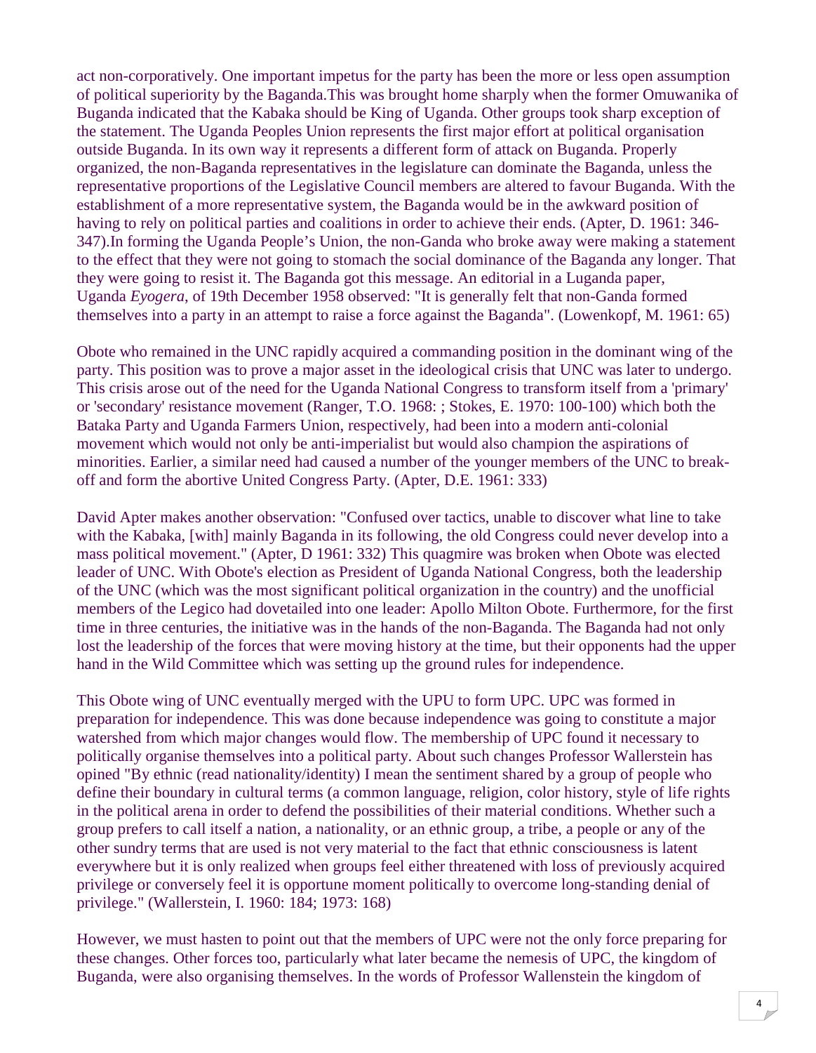act non-corporatively. One important impetus for the party has been the more or less open assumption of political superiority by the Baganda.This was brought home sharply when the former Omuwanika of Buganda indicated that the Kabaka should be King of Uganda. Other groups took sharp exception of the statement. The Uganda Peoples Union represents the first major effort at political organisation outside Buganda. In its own way it represents a different form of attack on Buganda. Properly organized, the non-Baganda representatives in the legislature can dominate the Baganda, unless the representative proportions of the Legislative Council members are altered to favour Buganda. With the establishment of a more representative system, the Baganda would be in the awkward position of having to rely on political parties and coalitions in order to achieve their ends. (Apter, D. 1961: 346-347).In forming the Uganda People's Union, the non-Ganda who broke away were making a statement to the effect that they were not going to stomach the social dominance of the Baganda any longer. That they were going to resist it. The Baganda got this message. An editorial in a Luganda paper, Uganda *Eyogera*, of 19th December 1958 observed: "It is generally felt that non-Ganda formed themselves into a party in an attempt to raise a force against the Baganda". (Lowenkopf, M. 1961: 65)

Obote who remained in the UNC rapidly acquired a commanding position in the dominant wing of the party. This position was to prove a major asset in the ideological crisis that UNC was later to undergo. This crisis arose out of the need for the Uganda National Congress to transform itself from a 'primary' or 'secondary' resistance movement (Ranger, T.O. 1968: ; Stokes, E. 1970: 100-100) which both the Bataka Party and Uganda Farmers Union, respectively, had been into a modern anti-colonial movement which would not only be anti-imperialist but would also champion the aspirations of minorities. Earlier, a similar need had caused a number of the younger members of the UNC to break-off and form the abortive United Congress Party. (Apter, D.E. 1961: 333)

David Apter makes another observation: "Confused over tactics, unable to discover what line to take with the Kabaka, [with] mainly Baganda in its following, the old Congress could never develop into a mass political movement." (Apter, D 1961: 332) This quagmire was broken when Obote was elected leader of UNC. With Obote's election as President of Uganda National Congress, both the leadership of the UNC (which was the most significant political organization in the country) and the unofficial members of the Legico had dovetailed into one leader: Apollo Milton Obote. Furthermore, for the first time in three centuries, the initiative was in the hands of the non-Baganda. The Baganda had not only lost the leadership of the forces that were moving history at the time, but their opponents had the upper hand in the Wild Committee which was setting up the ground rules for independence.

This Obote wing of UNC eventually merged with the UPU to form UPC. UPC was formed in preparation for independence. This was done because independence was going to constitute a major watershed from which major changes would flow. The membership of UPC found it necessary to politically organise themselves into a political party. About such changes Professor Wallerstein has opined "By ethnic (read nationality/identity) I mean the sentiment shared by a group of people who define their boundary in cultural terms (a common language, religion, color history, style of life rights in the political arena in order to defend the possibilities of their material conditions. Whether such a group prefers to call itself a nation, a nationality, or an ethnic group, a tribe, a people or any of the other sundry terms that are used is not very material to the fact that ethnic consciousness is latent everywhere but it is only realized when groups feel either threatened with loss of previously acquired privilege or conversely feel it is opportune moment politically to overcome long-standing denial of privilege." (Wallerstein, I. 1960: 184; 1973: 168)

However, we must hasten to point out that the members of UPC were not the only force preparing for these changes. Other forces too, particularly what later became the nemesis of UPC, the kingdom of Buganda, were also organising themselves. In the words of Professor Wallenstein the kingdom of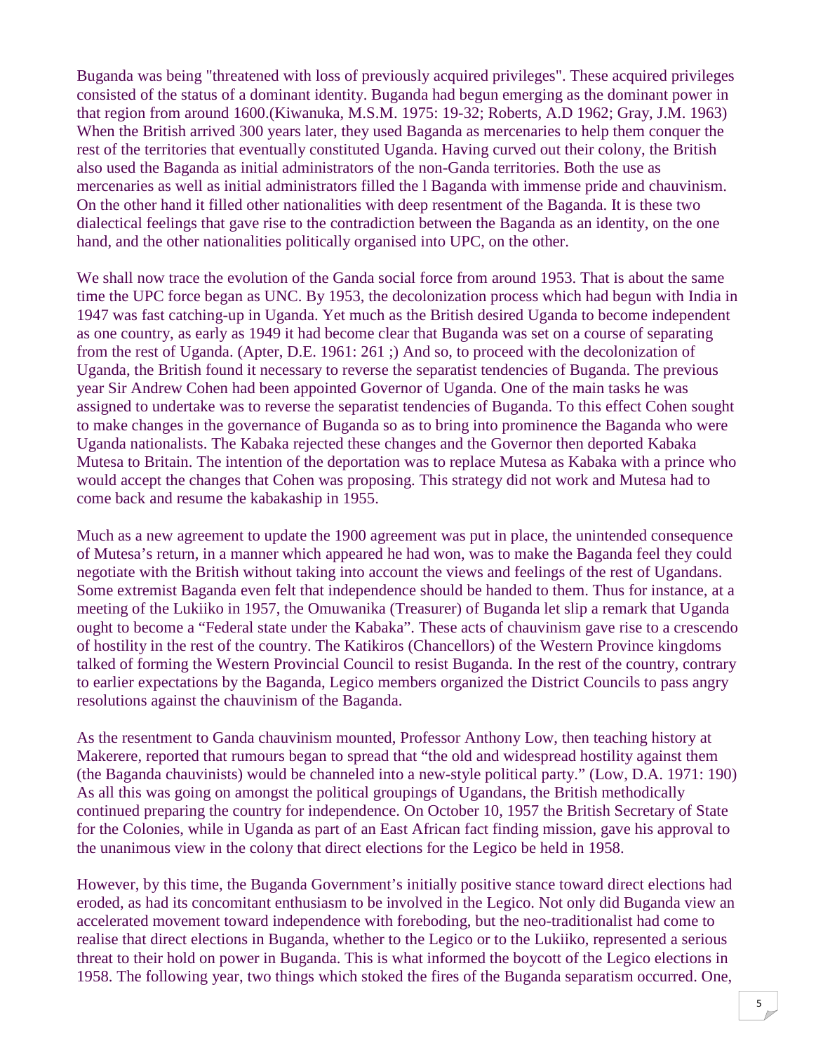Buganda was being "threatened with loss of previously acquired privileges". These acquired privileges consisted of the status of a dominant identity. Buganda had begun emerging as the dominant power in that region from around 1600.(Kiwanuka, M.S.M. 1975: 19-32; Roberts, A.D 1962; Gray, J.M. 1963) When the British arrived 300 years later, they used Baganda as mercenaries to help them conquer the rest of the territories that eventually constituted Uganda. Having curved out their colony, the British also used the Baganda as initial administrators of the non-Ganda territories. Both the use as mercenaries as well as initial administrators filled the l Baganda with immense pride and chauvinism. On the other hand it filled other nationalities with deep resentment of the Baganda. It is these two dialectical feelings that gave rise to the contradiction between the Baganda as an identity, on the one hand, and the other nationalities politically organised into UPC, on the other.

We shall now trace the evolution of the Ganda social force from around 1953. That is about the same time the UPC force began as UNC. By 1953, the decolonization process which had begun with India in 1947 was fast catching-up in Uganda. Yet much as the British desired Uganda to become independent as one country, as early as 1949 it had become clear that Buganda was set on a course of separating from the rest of Uganda. (Apter, D.E. 1961: 261 ;) And so, to proceed with the decolonization of Uganda, the British found it necessary to reverse the separatist tendencies of Buganda. The previous year Sir Andrew Cohen had been appointed Governor of Uganda. One of the main tasks he was assigned to undertake was to reverse the separatist tendencies of Buganda. To this effect Cohen sought to make changes in the governance of Buganda so as to bring into prominence the Baganda who were Uganda nationalists. The Kabaka rejected these changes and the Governor then deported Kabaka Mutesa to Britain. The intention of the deportation was to replace Mutesa as Kabaka with a prince who would accept the changes that Cohen was proposing. This strategy did not work and Mutesa had to come back and resume the kabakaship in 1955.

Much as a new agreement to update the 1900 agreement was put in place, the unintended consequence of Mutesa's return, in a manner which appeared he had won, was to make the Baganda feel they could negotiate with the British without taking into account the views and feelings of the rest of Ugandans. Some extremist Baganda even felt that independence should be handed to them. Thus for instance, at a meeting of the Lukiiko in 1957, the Omuwanika (Treasurer) of Buganda let slip a remark that Uganda ought to become a "Federal state under the Kabaka". These acts of chauvinism gave rise to a crescendo of hostility in the rest of the country. The Katikiros (Chancellors) of the Western Province kingdoms talked of forming the Western Provincial Council to resist Buganda. In the rest of the country, contrary to earlier expectations by the Baganda, Legico members organized the District Councils to pass angry resolutions against the chauvinism of the Baganda.

As the resentment to Ganda chauvinism mounted, Professor Anthony Low, then teaching history at Makerere, reported that rumours began to spread that "the old and widespread hostility against them (the Baganda chauvinists) would be channeled into a new-style political party." (Low, D.A. 1971: 190) As all this was going on amongst the political groupings of Ugandans, the British methodically continued preparing the country for independence. On October 10, 1957 the British Secretary of State for the Colonies, while in Uganda as part of an East African fact finding mission, gave his approval to the unanimous view in the colony that direct elections for the Legico be held in 1958.

However, by this time, the Buganda Government's initially positive stance toward direct elections had eroded, as had its concomitant enthusiasm to be involved in the Legico. Not only did Buganda view an accelerated movement toward independence with foreboding, but the neo-traditionalist had come to realise that direct elections in Buganda, whether to the Legico or to the Lukiiko, represented a serious threat to their hold on power in Buganda. This is what informed the boycott of the Legico elections in 1958. The following year, two things which stoked the fires of the Buganda separatism occurred. One,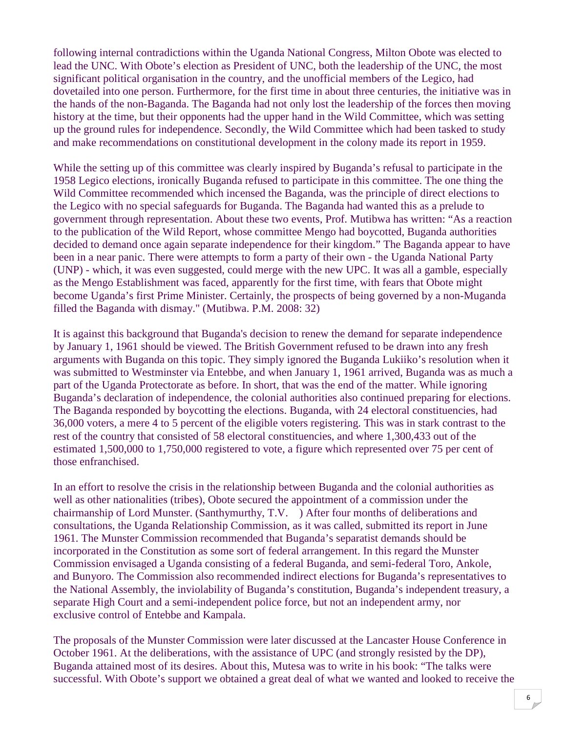following internal contradictions within the Uganda National Congress, Milton Obote was elected to lead the UNC. With Obote's election as President of UNC, both the leadership of the UNC, the most significant political organisation in the country, and the unofficial members of the Legico, had dovetailed into one person. Furthermore, for the first time in about three centuries, the initiative was in the hands of the non-Baganda. The Baganda had not only lost the leadership of the forces then moving history at the time, but their opponents had the upper hand in the Wild Committee, which was setting up the ground rules for independence. Secondly, the Wild Committee which had been tasked to study and make recommendations on constitutional development in the colony made its report in 1959.

While the setting up of this committee was clearly inspired by Buganda's refusal to participate in the 1958 Legico elections, ironically Buganda refused to participate in this committee. The one thing the Wild Committee recommended which incensed the Baganda, was the principle of direct elections to the Legico with no special safeguards for Buganda. The Baganda had wanted this as a prelude to government through representation. About these two events, Prof. Mutibwa has written: "As a reaction to the publication of the Wild Report, whose committee Mengo had boycotted, Buganda authorities decided to demand once again separate independence for their kingdom." The Baganda appear to have been in a near panic. There were attempts to form a party of their own - the Uganda National Party (UNP) - which, it was even suggested, could merge with the new UPC. It was all a gamble, especially as the Mengo Establishment was faced, apparently for the first time, with fears that Obote might become Uganda's first Prime Minister. Certainly, the prospects of being governed by a non-Muganda filled the Baganda with dismay." (Mutibwa. P.M. 2008: 32)

It is against this background that Buganda's decision to renew the demand for separate independence by January 1, 1961 should be viewed. The British Government refused to be drawn into any fresh arguments with Buganda on this topic. They simply ignored the Buganda Lukiiko's resolution when it was submitted to Westminster via Entebbe, and when January 1, 1961 arrived, Buganda was as much a part of the Uganda Protectorate as before. In short, that was the end of the matter. While ignoring Buganda's declaration of independence, the colonial authorities also continued preparing for elections. The Baganda responded by boycotting the elections. Buganda, with 24 electoral constituencies, had 36,000 voters, a mere 4 to 5 percent of the eligible voters registering. This was in stark contrast to the rest of the country that consisted of 58 electoral constituencies, and where 1,300,433 out of the estimated 1,500,000 to 1,750,000 registered to vote, a figure which represented over 75 per cent of those enfranchised.

In an effort to resolve the crisis in the relationship between Buganda and the colonial authorities as well as other nationalities (tribes), Obote secured the appointment of a commission under the chairmanship of Lord Munster. (Santhymurthy, T.V. ) After four months of deliberations and consultations, the Uganda Relationship Commission, as it was called, submitted its report in June 1961. The Munster Commission recommended that Buganda's separatist demands should be incorporated in the Constitution as some sort of federal arrangement. In this regard the Munster Commission envisaged a Uganda consisting of a federal Buganda, and semi-federal Toro, Ankole, and Bunyoro. The Commission also recommended indirect elections for Buganda's representatives to the National Assembly, the inviolability of Buganda's constitution, Buganda's independent treasury, a separate High Court and a semi-independent police force, but not an independent army, nor exclusive control of Entebbe and Kampala.

The proposals of the Munster Commission were later discussed at the Lancaster House Conference in October 1961. At the deliberations, with the assistance of UPC (and strongly resisted by the DP), Buganda attained most of its desires. About this, Mutesa was to write in his book: "The talks were successful. With Obote's support we obtained a great deal of what we wanted and looked to receive the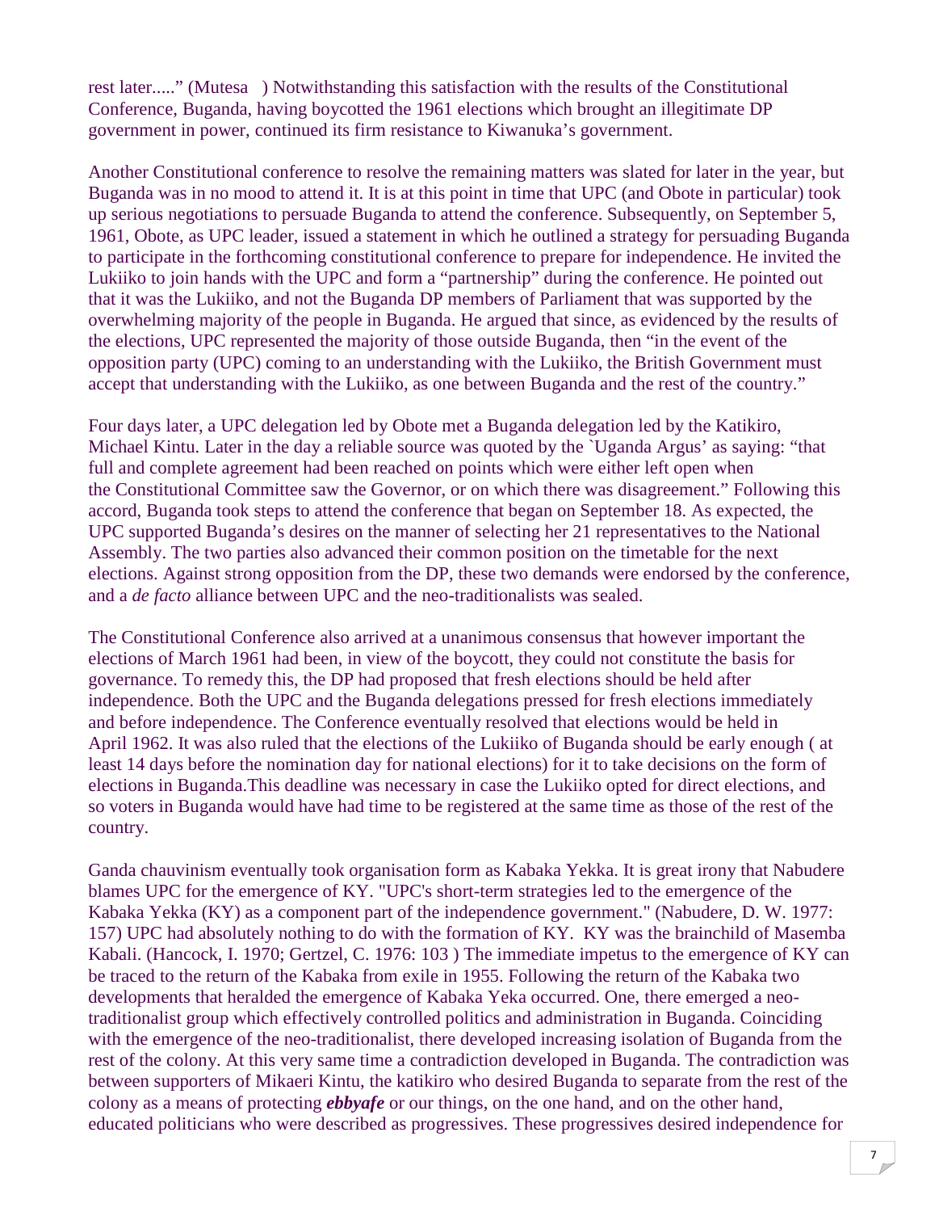rest later....." (Mutesa ) Notwithstanding this satisfaction with the results of the Constitutional Conference, Buganda, having boycotted the 1961 elections which brought an illegitimate DP government in power, continued its firm resistance to Kiwanuka's government.

Another Constitutional conference to resolve the remaining matters was slated for later in the year, but Buganda was in no mood to attend it. It is at this point in time that UPC (and Obote in particular) took up serious negotiations to persuade Buganda to attend the conference. Subsequently, on September 5, 1961, Obote, as UPC leader, issued a statement in which he outlined a strategy for persuading Buganda to participate in the forthcoming constitutional conference to prepare for independence. He invited the Lukiiko to join hands with the UPC and form a "partnership" during the conference. He pointed out that it was the Lukiiko, and not the Buganda DP members of Parliament that was supported by the overwhelming majority of the people in Buganda. He argued that since, as evidenced by the results of the elections, UPC represented the majority of those outside Buganda, then "in the event of the opposition party (UPC) coming to an understanding with the Lukiiko, the British Government must accept that understanding with the Lukiiko, as one between Buganda and the rest of the country."

Four days later, a UPC delegation led by Obote met a Buganda delegation led by the Katikiro, Michael Kintu. Later in the day a reliable source was quoted by the `Uganda Argus' as saying: "that full and complete agreement had been reached on points which were either left open when the Constitutional Committee saw the Governor, or on which there was disagreement." Following this accord, Buganda took steps to attend the conference that began on September 18. As expected, the UPC supported Buganda's desires on the manner of selecting her 21 representatives to the National Assembly. The two parties also advanced their common position on the timetable for the next elections. Against strong opposition from the DP, these two demands were endorsed by the conference, and a *de facto* alliance between UPC and the neo-traditionalists was sealed.

The Constitutional Conference also arrived at a unanimous consensus that however important the elections of March 1961 had been, in view of the boycott, they could not constitute the basis for governance. To remedy this, the DP had proposed that fresh elections should be held after independence. Both the UPC and the Buganda delegations pressed for fresh elections immediately and before independence. The Conference eventually resolved that elections would be held in April 1962. It was also ruled that the elections of the Lukiiko of Buganda should be early enough ( at least 14 days before the nomination day for national elections) for it to take decisions on the form of elections in Buganda.This deadline was necessary in case the Lukiiko opted for direct elections, and so voters in Buganda would have had time to be registered at the same time as those of the rest of the country.

Ganda chauvinism eventually took organisation form as Kabaka Yekka. It is great irony that Nabudere blames UPC for the emergence of KY. "UPC's short-term strategies led to the emergence of the Kabaka Yekka (KY) as a component part of the independence government." (Nabudere, D. W. 1977: 157) UPC had absolutely nothing to do with the formation of KY. KY was the brainchild of Masemba Kabali. (Hancock, I. 1970; Gertzel, C. 1976: 103 ) The immediate impetus to the emergence of KY can be traced to the return of the Kabaka from exile in 1955. Following the return of the Kabaka two developments that heralded the emergence of Kabaka Yeka occurred. One, there emerged a neo-traditionalist group which effectively controlled politics and administration in Buganda. Coinciding with the emergence of the neo-traditionalist, there developed increasing isolation of Buganda from the rest of the colony. At this very same time a contradiction developed in Buganda. The contradiction was between supporters of Mikaeri Kintu, the katikiro who desired Buganda to separate from the rest of the colony as a means of protecting ***ebbyafe*** or our things, on the one hand, and on the other hand, educated politicians who were described as progressives. These progressives desired independence for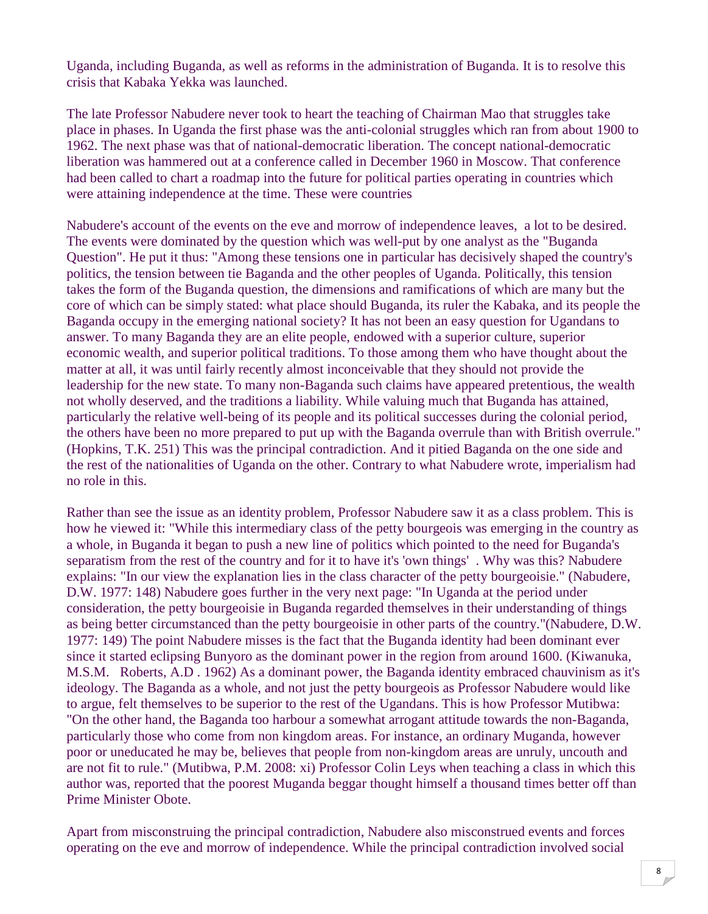Uganda, including Buganda, as well as reforms in the administration of Buganda. It is to resolve this crisis that Kabaka Yekka was launched.

The late Professor Nabudere never took to heart the teaching of Chairman Mao that struggles take place in phases. In Uganda the first phase was the anti-colonial struggles which ran from about 1900 to 1962. The next phase was that of national-democratic liberation. The concept national-democratic liberation was hammered out at a conference called in December 1960 in Moscow. That conference had been called to chart a roadmap into the future for political parties operating in countries which were attaining independence at the time. These were countries

Nabudere's account of the events on the eve and morrow of independence leaves, a lot to be desired. The events were dominated by the question which was well-put by one analyst as the "Buganda Question". He put it thus: "Among these tensions one in particular has decisively shaped the country's politics, the tension between tie Baganda and the other peoples of Uganda. Politically, this tension takes the form of the Buganda question, the dimensions and ramifications of which are many but the core of which can be simply stated: what place should Buganda, its ruler the Kabaka, and its people the Baganda occupy in the emerging national society? It has not been an easy question for Ugandans to answer. To many Baganda they are an elite people, endowed with a superior culture, superior economic wealth, and superior political traditions. To those among them who have thought about the matter at all, it was until fairly recently almost inconceivable that they should not provide the leadership for the new state. To many non-Baganda such claims have appeared pretentious, the wealth not wholly deserved, and the traditions a liability. While valuing much that Buganda has attained, particularly the relative well-being of its people and its political successes during the colonial period, the others have been no more prepared to put up with the Baganda overrule than with British overrule." (Hopkins, T.K. 251) This was the principal contradiction. And it pitied Baganda on the one side and the rest of the nationalities of Uganda on the other. Contrary to what Nabudere wrote, imperialism had no role in this.

Rather than see the issue as an identity problem, Professor Nabudere saw it as a class problem. This is how he viewed it: "While this intermediary class of the petty bourgeois was emerging in the country as a whole, in Buganda it began to push a new line of politics which pointed to the need for Buganda's separatism from the rest of the country and for it to have it's 'own things' . Why was this? Nabudere explains: "In our view the explanation lies in the class character of the petty bourgeoisie." (Nabudere, D.W. 1977: 148) Nabudere goes further in the very next page: "In Uganda at the period under consideration, the petty bourgeoisie in Buganda regarded themselves in their understanding of things as being better circumstanced than the petty bourgeoisie in other parts of the country."(Nabudere, D.W. 1977: 149) The point Nabudere misses is the fact that the Buganda identity had been dominant ever since it started eclipsing Bunyoro as the dominant power in the region from around 1600. (Kiwanuka, M.S.M. Roberts, A.D . 1962) As a dominant power, the Baganda identity embraced chauvinism as it's ideology. The Baganda as a whole, and not just the petty bourgeois as Professor Nabudere would like to argue, felt themselves to be superior to the rest of the Ugandans. This is how Professor Mutibwa: "On the other hand, the Baganda too harbour a somewhat arrogant attitude towards the non-Baganda, particularly those who come from non kingdom areas. For instance, an ordinary Muganda, however poor or uneducated he may be, believes that people from non-kingdom areas are unruly, uncouth and are not fit to rule." (Mutibwa, P.M. 2008: xi) Professor Colin Leys when teaching a class in which this author was, reported that the poorest Muganda beggar thought himself a thousand times better off than Prime Minister Obote.

Apart from misconstruing the principal contradiction, Nabudere also misconstrued events and forces operating on the eve and morrow of independence. While the principal contradiction involved social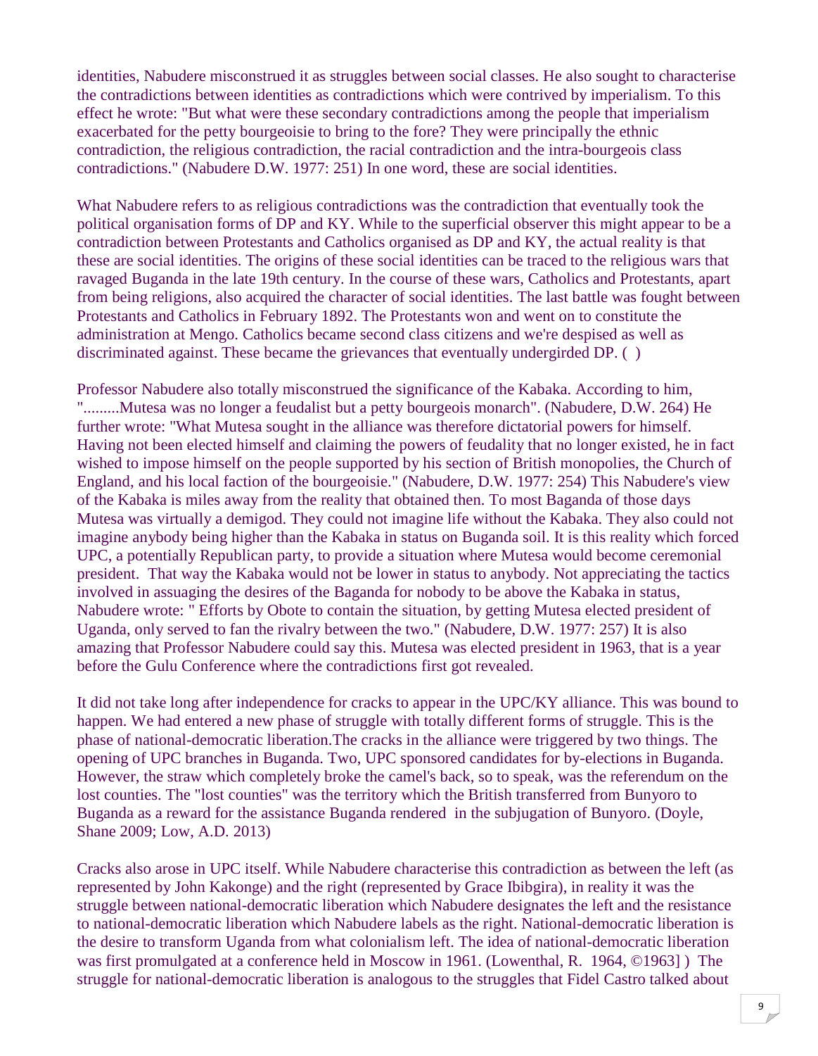identities, Nabudere misconstrued it as struggles between social classes. He also sought to characterise the contradictions between identities as contradictions which were contrived by imperialism. To this effect he wrote: "But what were these secondary contradictions among the people that imperialism exacerbated for the petty bourgeoisie to bring to the fore? They were principally the ethnic contradiction, the religious contradiction, the racial contradiction and the intra-bourgeois class contradictions." (Nabudere D.W. 1977: 251) In one word, these are social identities.

What Nabudere refers to as religious contradictions was the contradiction that eventually took the political organisation forms of DP and KY. While to the superficial observer this might appear to be a contradiction between Protestants and Catholics organised as DP and KY, the actual reality is that these are social identities. The origins of these social identities can be traced to the religious wars that ravaged Buganda in the late 19th century. In the course of these wars, Catholics and Protestants, apart from being religions, also acquired the character of social identities. The last battle was fought between Protestants and Catholics in February 1892. The Protestants won and went on to constitute the administration at Mengo. Catholics became second class citizens and we're despised as well as discriminated against. These became the grievances that eventually undergirded DP. ( )

Professor Nabudere also totally misconstrued the significance of the Kabaka. According to him, ".........Mutesa was no longer a feudalist but a petty bourgeois monarch". (Nabudere, D.W. 264) He further wrote: "What Mutesa sought in the alliance was therefore dictatorial powers for himself. Having not been elected himself and claiming the powers of feudality that no longer existed, he in fact wished to impose himself on the people supported by his section of British monopolies, the Church of England, and his local faction of the bourgeoisie." (Nabudere, D.W. 1977: 254) This Nabudere's view of the Kabaka is miles away from the reality that obtained then. To most Baganda of those days Mutesa was virtually a demigod. They could not imagine life without the Kabaka. They also could not imagine anybody being higher than the Kabaka in status on Buganda soil. It is this reality which forced UPC, a potentially Republican party, to provide a situation where Mutesa would become ceremonial president. That way the Kabaka would not be lower in status to anybody. Not appreciating the tactics involved in assuaging the desires of the Baganda for nobody to be above the Kabaka in status, Nabudere wrote: " Efforts by Obote to contain the situation, by getting Mutesa elected president of Uganda, only served to fan the rivalry between the two." (Nabudere, D.W. 1977: 257) It is also amazing that Professor Nabudere could say this. Mutesa was elected president in 1963, that is a year before the Gulu Conference where the contradictions first got revealed.

It did not take long after independence for cracks to appear in the UPC/KY alliance. This was bound to happen. We had entered a new phase of struggle with totally different forms of struggle. This is the phase of national-democratic liberation.The cracks in the alliance were triggered by two things. The opening of UPC branches in Buganda. Two, UPC sponsored candidates for by-elections in Buganda. However, the straw which completely broke the camel's back, so to speak, was the referendum on the lost counties. The "lost counties" was the territory which the British transferred from Bunyoro to Buganda as a reward for the assistance Buganda rendered in the subjugation of Bunyoro. (Doyle, Shane 2009; Low, A.D. 2013)

Cracks also arose in UPC itself. While Nabudere characterise this contradiction as between the left (as represented by John Kakonge) and the right (represented by Grace Ibibgira), in reality it was the struggle between national-democratic liberation which Nabudere designates the left and the resistance to national-democratic liberation which Nabudere labels as the right. National-democratic liberation is the desire to transform Uganda from what colonialism left. The idea of national-democratic liberation was first promulgated at a conference held in Moscow in 1961. (Lowenthal, R. 1964, ©1963] ) The struggle for national-democratic liberation is analogous to the struggles that Fidel Castro talked about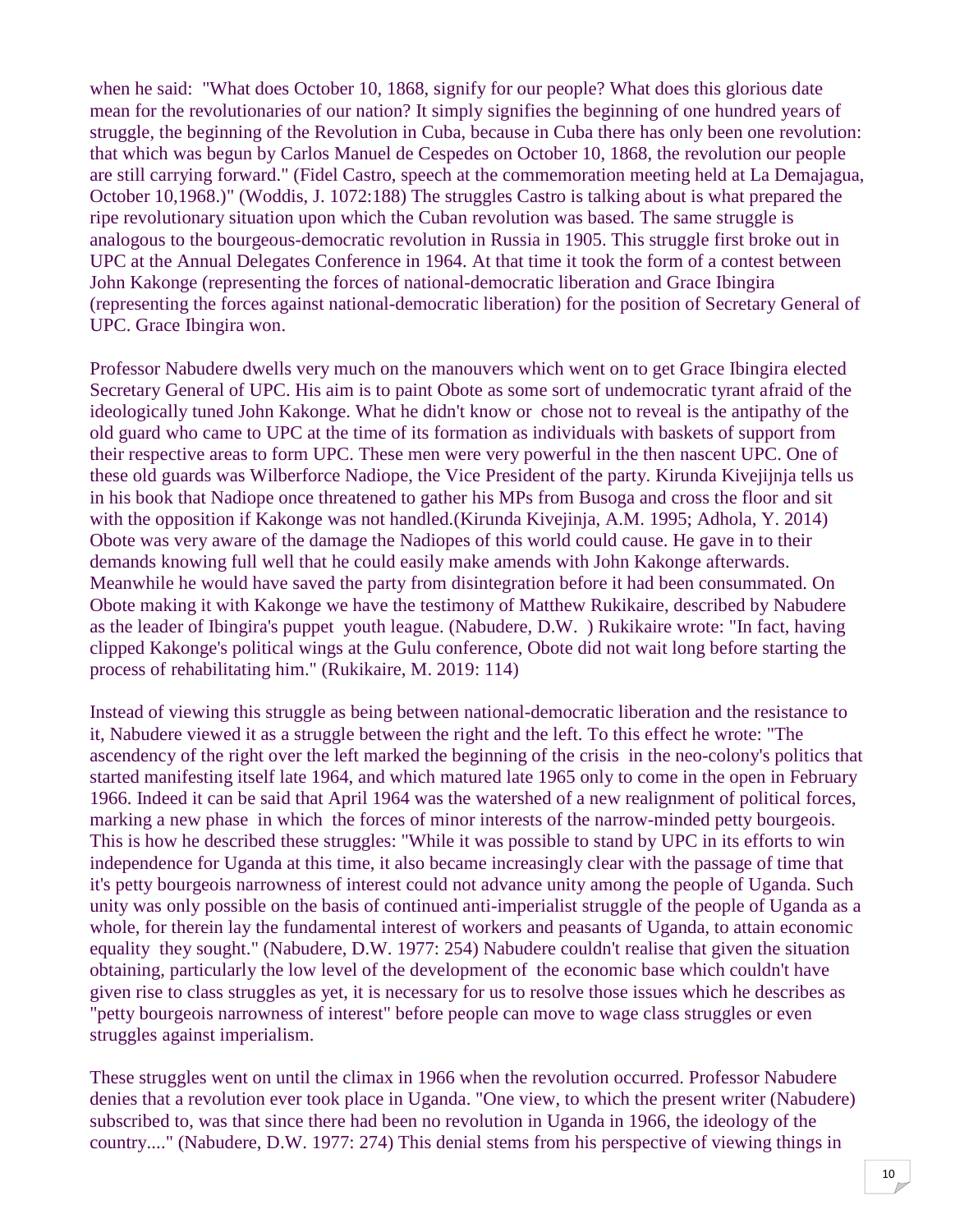when he said: "What does October 10, 1868, signify for our people? What does this glorious date mean for the revolutionaries of our nation? It simply signifies the beginning of one hundred years of struggle, the beginning of the Revolution in Cuba, because in Cuba there has only been one revolution: that which was begun by Carlos Manuel de Cespedes on October 10, 1868, the revolution our people are still carrying forward." (Fidel Castro, speech at the commemoration meeting held at La Demajagua, October 10,1968.)" (Woddis, J. 1072:188) The struggles Castro is talking about is what prepared the ripe revolutionary situation upon which the Cuban revolution was based. The same struggle is analogous to the bourgeous-democratic revolution in Russia in 1905. This struggle first broke out in UPC at the Annual Delegates Conference in 1964. At that time it took the form of a contest between John Kakonge (representing the forces of national-democratic liberation and Grace Ibingira (representing the forces against national-democratic liberation) for the position of Secretary General of UPC. Grace Ibingira won.

Professor Nabudere dwells very much on the manouvers which went on to get Grace Ibingira elected Secretary General of UPC. His aim is to paint Obote as some sort of undemocratic tyrant afraid of the ideologically tuned John Kakonge. What he didn't know or chose not to reveal is the antipathy of the old guard who came to UPC at the time of its formation as individuals with baskets of support from their respective areas to form UPC. These men were very powerful in the then nascent UPC. One of these old guards was Wilberforce Nadiope, the Vice President of the party. Kirunda Kivejijnja tells us in his book that Nadiope once threatened to gather his MPs from Busoga and cross the floor and sit with the opposition if Kakonge was not handled.(Kirunda Kivejinja, A.M. 1995; Adhola, Y. 2014) Obote was very aware of the damage the Nadiopes of this world could cause. He gave in to their demands knowing full well that he could easily make amends with John Kakonge afterwards. Meanwhile he would have saved the party from disintegration before it had been consummated. On Obote making it with Kakonge we have the testimony of Matthew Rukikaire, described by Nabudere as the leader of Ibingira's puppet youth league. (Nabudere, D.W. ) Rukikaire wrote: "In fact, having clipped Kakonge's political wings at the Gulu conference, Obote did not wait long before starting the process of rehabilitating him." (Rukikaire, M. 2019: 114)

Instead of viewing this struggle as being between national-democratic liberation and the resistance to it, Nabudere viewed it as a struggle between the right and the left. To this effect he wrote: "The ascendency of the right over the left marked the beginning of the crisis in the neo-colony's politics that started manifesting itself late 1964, and which matured late 1965 only to come in the open in February 1966. Indeed it can be said that April 1964 was the watershed of a new realignment of political forces, marking a new phase in which the forces of minor interests of the narrow-minded petty bourgeois. This is how he described these struggles: "While it was possible to stand by UPC in its efforts to win independence for Uganda at this time, it also became increasingly clear with the passage of time that it's petty bourgeois narrowness of interest could not advance unity among the people of Uganda. Such unity was only possible on the basis of continued anti-imperialist struggle of the people of Uganda as a whole, for therein lay the fundamental interest of workers and peasants of Uganda, to attain economic equality they sought." (Nabudere, D.W. 1977: 254) Nabudere couldn't realise that given the situation obtaining, particularly the low level of the development of the economic base which couldn't have given rise to class struggles as yet, it is necessary for us to resolve those issues which he describes as "petty bourgeois narrowness of interest" before people can move to wage class struggles or even struggles against imperialism.

These struggles went on until the climax in 1966 when the revolution occurred. Professor Nabudere denies that a revolution ever took place in Uganda. "One view, to which the present writer (Nabudere) subscribed to, was that since there had been no revolution in Uganda in 1966, the ideology of the country...." (Nabudere, D.W. 1977: 274) This denial stems from his perspective of viewing things in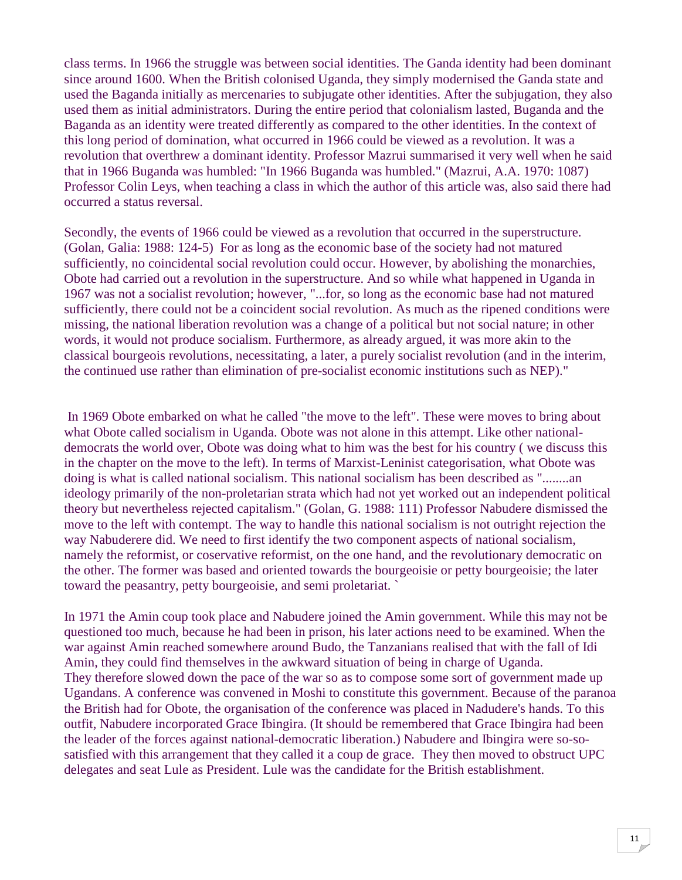class terms. In 1966 the struggle was between social identities. The Ganda identity had been dominant since around 1600. When the British colonised Uganda, they simply modernised the Ganda state and used the Baganda initially as mercenaries to subjugate other identities. After the subjugation, they also used them as initial administrators. During the entire period that colonialism lasted, Buganda and the Baganda as an identity were treated differently as compared to the other identities. In the context of this long period of domination, what occurred in 1966 could be viewed as a revolution. It was a revolution that overthrew a dominant identity. Professor Mazrui summarised it very well when he said that in 1966 Buganda was humbled: "In 1966 Buganda was humbled." (Mazrui, A.A. 1970: 1087) Professor Colin Leys, when teaching a class in which the author of this article was, also said there had occurred a status reversal.

Secondly, the events of 1966 could be viewed as a revolution that occurred in the superstructure. (Golan, Galia: 1988: 124-5) For as long as the economic base of the society had not matured sufficiently, no coincidental social revolution could occur. However, by abolishing the monarchies, Obote had carried out a revolution in the superstructure. And so while what happened in Uganda in 1967 was not a socialist revolution; however, "...for, so long as the economic base had not matured sufficiently, there could not be a coincident social revolution. As much as the ripened conditions were missing, the national liberation revolution was a change of a political but not social nature; in other words, it would not produce socialism. Furthermore, as already argued, it was more akin to the classical bourgeois revolutions, necessitating, a later, a purely socialist revolution (and in the interim, the continued use rather than elimination of pre-socialist economic institutions such as NEP)."

In 1969 Obote embarked on what he called "the move to the left". These were moves to bring about what Obote called socialism in Uganda. Obote was not alone in this attempt. Like other national-democrats the world over, Obote was doing what to him was the best for his country ( we discuss this in the chapter on the move to the left). In terms of Marxist-Leninist categorisation, what Obote was doing is what is called national socialism. This national socialism has been described as "........an ideology primarily of the non-proletarian strata which had not yet worked out an independent political theory but nevertheless rejected capitalism." (Golan, G. 1988: 111) Professor Nabudere dismissed the move to the left with contempt. The way to handle this national socialism is not outright rejection the way Nabuderere did. We need to first identify the two component aspects of national socialism, namely the reformist, or coservative reformist, on the one hand, and the revolutionary democratic on the other. The former was based and oriented towards the bourgeoisie or petty bourgeoisie; the later toward the peasantry, petty bourgeoisie, and semi proletariat. `

In 1971 the Amin coup took place and Nabudere joined the Amin government. While this may not be questioned too much, because he had been in prison, his later actions need to be examined. When the war against Amin reached somewhere around Budo, the Tanzanians realised that with the fall of Idi Amin, they could find themselves in the awkward situation of being in charge of Uganda. They therefore slowed down the pace of the war so as to compose some sort of government made up Ugandans. A conference was convened in Moshi to constitute this government. Because of the paranoa the British had for Obote, the organisation of the conference was placed in Nadudere's hands. To this outfit, Nabudere incorporated Grace Ibingira. (It should be remembered that Grace Ibingira had been the leader of the forces against national-democratic liberation.) Nabudere and Ibingira were so-so-satisfied with this arrangement that they called it a coup de grace. They then moved to obstruct UPC delegates and seat Lule as President. Lule was the candidate for the British establishment.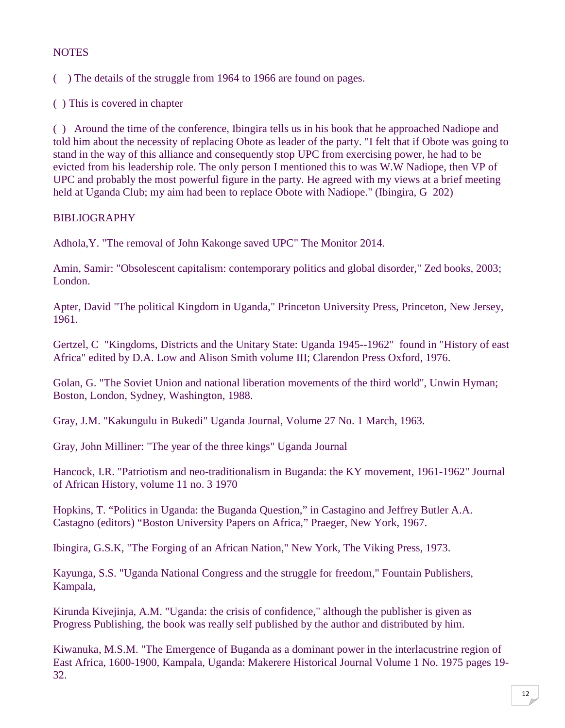NOTES

(    ) The details of the struggle from 1964 to 1966 are found on pages.

( ) This is covered in chapter

( )  Around the time of the conference, Ibingira tells us in his book that he approached Nadiope and told him about the necessity of replacing Obote as leader of the party. "I felt that if Obote was going to stand in the way of this alliance and consequently stop UPC from exercising power, he had to be evicted from his leadership role. The only person I mentioned this to was W.W Nadiope, then VP of UPC and probably the most powerful figure in the party. He agreed with my views at a brief meeting held at Uganda Club; my aim had been to replace Obote with Nadiope." (Ibingira, G  202)

BIBLIOGRAPHY

Adhola,Y. "The removal of John Kakonge saved UPC" The Monitor 2014.

Amin, Samir: "Obsolescent capitalism: contemporary politics and global disorder," Zed books, 2003; London.

Apter, David "The political Kingdom in Uganda," Princeton University Press, Princeton, New Jersey, 1961.

Gertzel, C  "Kingdoms, Districts and the Unitary State: Uganda 1945--1962"  found in "History of east Africa" edited by D.A. Low and Alison Smith volume III; Clarendon Press Oxford, 1976.

Golan, G. "The Soviet Union and national liberation movements of the third world", Unwin Hyman; Boston, London, Sydney, Washington, 1988.

Gray, J.M. "Kakungulu in Bukedi" Uganda Journal, Volume 27 No. 1 March, 1963.

Gray, John Milliner: "The year of the three kings" Uganda Journal

Hancock, I.R. "Patriotism and neo-traditionalism in Buganda: the KY movement, 1961-1962" Journal of African History, volume 11 no. 3 1970

Hopkins, T. “Politics in Uganda: the Buganda Question,” in Castagino and Jeffrey Butler A.A. Castagno (editors) “Boston University Papers on Africa,” Praeger, New York, 1967.

Ibingira, G.S.K, "The Forging of an African Nation," New York, The Viking Press, 1973.

Kayunga, S.S. "Uganda National Congress and the struggle for freedom," Fountain Publishers, Kampala,

Kirunda Kivejinja, A.M. "Uganda: the crisis of confidence," although the publisher is given as Progress Publishing, the book was really self published by the author and distributed by him.

Kiwanuka, M.S.M. "The Emergence of Buganda as a dominant power in the interlacustrine region of East Africa, 1600-1900, Kampala, Uganda: Makerere Historical Journal Volume 1 No. 1975 pages 19-32.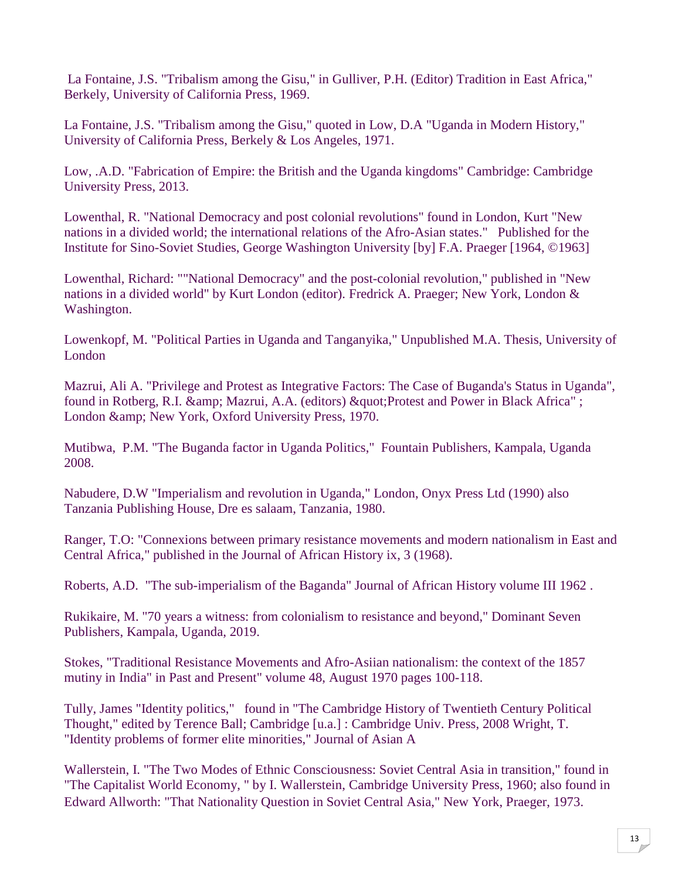La Fontaine, J.S. "Tribalism among the Gisu," in Gulliver, P.H. (Editor) Tradition in East Africa," Berkely, University of California Press, 1969.

La Fontaine, J.S. "Tribalism among the Gisu," quoted in Low, D.A "Uganda in Modern History," University of California Press, Berkely & Los Angeles, 1971.

Low, .A.D. "Fabrication of Empire: the British and the Uganda kingdoms" Cambridge: Cambridge University Press, 2013.

Lowenthal, R. "National Democracy and post colonial revolutions" found in London, Kurt "New nations in a divided world; the international relations of the Afro-Asian states." Published for the Institute for Sino-Soviet Studies, George Washington University [by] F.A. Praeger [1964, ©1963]

Lowenthal, Richard: ""National Democracy" and the post-colonial revolution," published in "New nations in a divided world" by Kurt London (editor). Fredrick A. Praeger; New York, London & Washington.

Lowenkopf, M. "Political Parties in Uganda and Tanganyika," Unpublished M.A. Thesis, University of London

Mazrui, Ali A. "Privilege and Protest as Integrative Factors: The Case of Buganda's Status in Uganda", found in Rotberg, R.I. &amp; Mazrui, A.A. (editors) &quot;Protest and Power in Black Africa" ; London &amp; New York, Oxford University Press, 1970.

Mutibwa, P.M. "The Buganda factor in Uganda Politics," Fountain Publishers, Kampala, Uganda 2008.

Nabudere, D.W "Imperialism and revolution in Uganda," London, Onyx Press Ltd (1990) also Tanzania Publishing House, Dre es salaam, Tanzania, 1980.

Ranger, T.O: "Connexions between primary resistance movements and modern nationalism in East and Central Africa," published in the Journal of African History ix, 3 (1968).

Roberts, A.D. "The sub-imperialism of the Baganda" Journal of African History volume III 1962 .

Rukikaire, M. "70 years a witness: from colonialism to resistance and beyond," Dominant Seven Publishers, Kampala, Uganda, 2019.

Stokes, "Traditional Resistance Movements and Afro-Asiian nationalism: the context of the 1857 mutiny in India" in Past and Present" volume 48, August 1970 pages 100-118.

Tully, James "Identity politics," found in "The Cambridge History of Twentieth Century Political Thought," edited by Terence Ball; Cambridge [u.a.] : Cambridge Univ. Press, 2008 Wright, T. "Identity problems of former elite minorities," Journal of Asian A

Wallerstein, I. "The Two Modes of Ethnic Consciousness: Soviet Central Asia in transition," found in "The Capitalist World Economy, " by I. Wallerstein, Cambridge University Press, 1960; also found in Edward Allworth: "That Nationality Question in Soviet Central Asia," New York, Praeger, 1973.